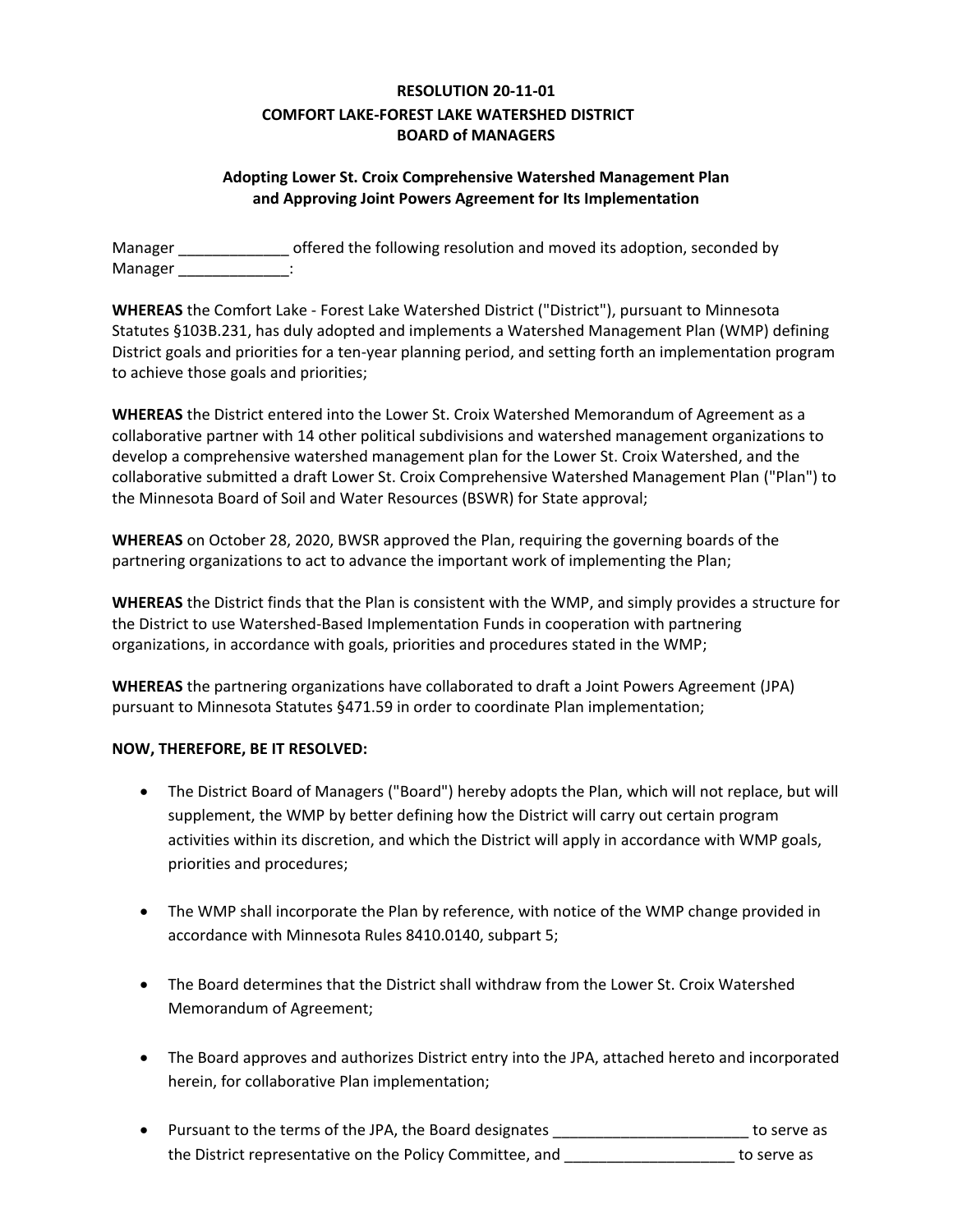**RESOLUTION 20-11-01**
**COMFORT LAKE-FOREST LAKE WATERSHED DISTRICT**
**BOARD of MANAGERS**

**Adopting Lower St. Croix Comprehensive Watershed Management Plan and Approving Joint Powers Agreement for Its Implementation**

Manager _____________ offered the following resolution and moved its adoption, seconded by Manager _____________:

**WHEREAS** the Comfort Lake - Forest Lake Watershed District ("District"), pursuant to Minnesota Statutes §103B.231, has duly adopted and implements a Watershed Management Plan (WMP) defining District goals and priorities for a ten-year planning period, and setting forth an implementation program to achieve those goals and priorities;

**WHEREAS** the District entered into the Lower St. Croix Watershed Memorandum of Agreement as a collaborative partner with 14 other political subdivisions and watershed management organizations to develop a comprehensive watershed management plan for the Lower St. Croix Watershed, and the collaborative submitted a draft Lower St. Croix Comprehensive Watershed Management Plan ("Plan") to the Minnesota Board of Soil and Water Resources (BSWR) for State approval;

**WHEREAS** on October 28, 2020, BWSR approved the Plan, requiring the governing boards of the partnering organizations to act to advance the important work of implementing the Plan;

**WHEREAS** the District finds that the Plan is consistent with the WMP, and simply provides a structure for the District to use Watershed-Based Implementation Funds in cooperation with partnering organizations, in accordance with goals, priorities and procedures stated in the WMP;

**WHEREAS** the partnering organizations have collaborated to draft a Joint Powers Agreement (JPA) pursuant to Minnesota Statutes §471.59 in order to coordinate Plan implementation;

**NOW, THEREFORE, BE IT RESOLVED:**

- The District Board of Managers ("Board") hereby adopts the Plan, which will not replace, but will supplement, the WMP by better defining how the District will carry out certain program activities within its discretion, and which the District will apply in accordance with WMP goals, priorities and procedures;

- The WMP shall incorporate the Plan by reference, with notice of the WMP change provided in accordance with Minnesota Rules 8410.0140, subpart 5;

- The Board determines that the District shall withdraw from the Lower St. Croix Watershed Memorandum of Agreement;

- The Board approves and authorizes District entry into the JPA, attached hereto and incorporated herein, for collaborative Plan implementation;

- Pursuant to the terms of the JPA, the Board designates _______________________ to serve as the District representative on the Policy Committee, and ____________________ to serve as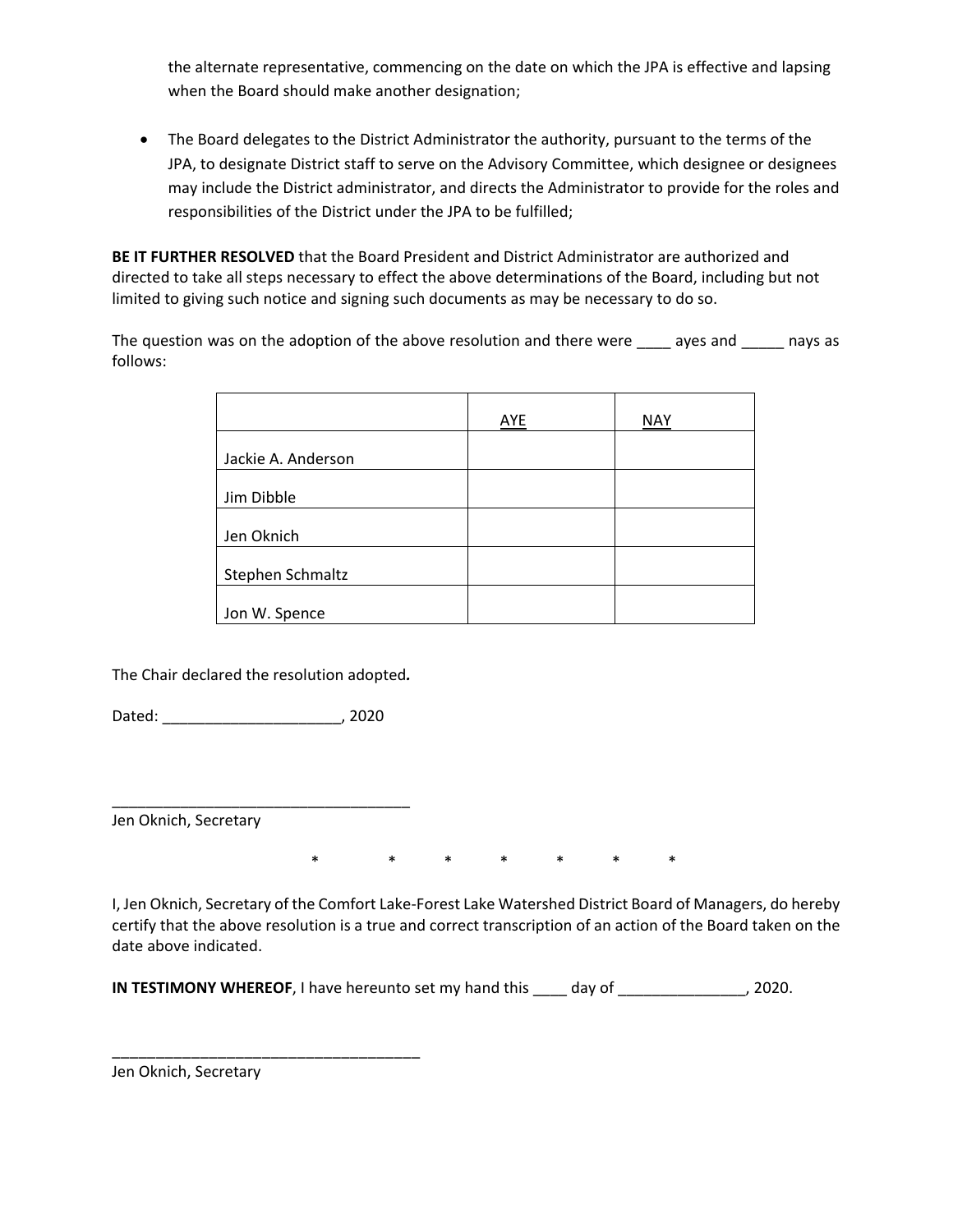the alternate representative, commencing on the date on which the JPA is effective and lapsing when the Board should make another designation;

- The Board delegates to the District Administrator the authority, pursuant to the terms of the JPA, to designate District staff to serve on the Advisory Committee, which designee or designees may include the District administrator, and directs the Administrator to provide for the roles and responsibilities of the District under the JPA to be fulfilled;

**BE IT FURTHER RESOLVED** that the Board President and District Administrator are authorized and directed to take all steps necessary to effect the above determinations of the Board, including but not limited to giving such notice and signing such documents as may be necessary to do so.

The question was on the adoption of the above resolution and there were ____ ayes and _____ nays as follows:

| | AYE | NAY |
|---|---|---|
| Jackie A. Anderson | | |
| Jim Dibble | | |
| Jen Oknich | | |
| Stephen Schmaltz | | |
| Jon W. Spence | | |

The Chair declared the resolution adopted**.**

Dated: _____________________, 2020

___________________________________
Jen Oknich, Secretary

\* \* \* \* \* \* \*

I, Jen Oknich, Secretary of the Comfort Lake-Forest Lake Watershed District Board of Managers, do hereby certify that the above resolution is a true and correct transcription of an action of the Board taken on the date above indicated.

**IN TESTIMONY WHEREOF**, I have hereunto set my hand this ____ day of _______________, 2020.

____________________________________
Jen Oknich, Secretary